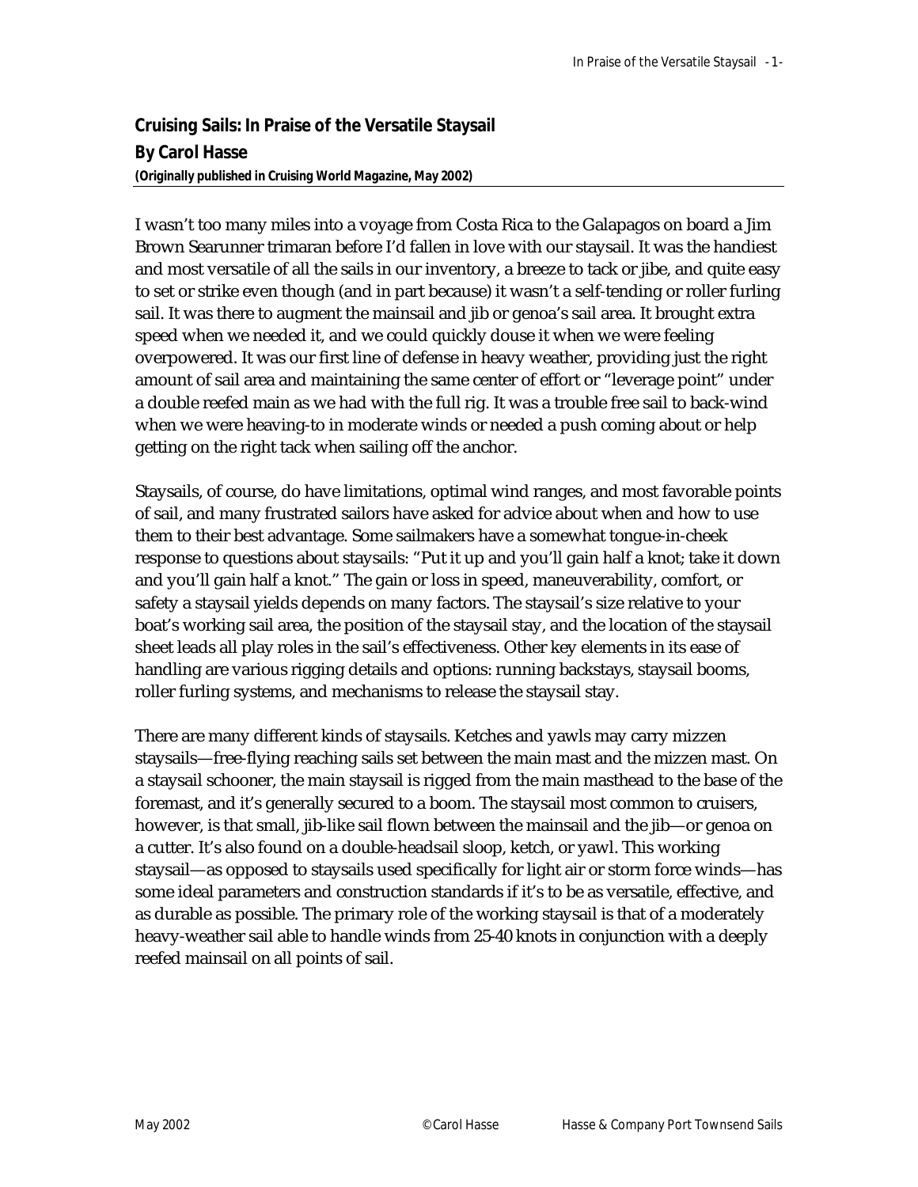# Cruising Sails: In Praise of the Versatile Staysail

**By Carol Hasse**

**(Originally published in Cruising World Magazine, May 2002)**

---

I wasn't too many miles into a voyage from Costa Rica to the Galapagos on board a Jim Brown Searunner trimaran before I'd fallen in love with our staysail. It was the handiest and most versatile of all the sails in our inventory, a breeze to tack or jibe, and quite easy to set or strike even though (and in part because) it wasn't a self-tending or roller furling sail. It was there to augment the mainsail and jib or genoa's sail area. It brought extra speed when we needed it, and we could quickly douse it when we were feeling overpowered. It was our first line of defense in heavy weather, providing just the right amount of sail area and maintaining the same center of effort or "leverage point" under a double reefed main as we had with the full rig. It was a trouble free sail to back-wind when we were heaving-to in moderate winds or needed a push coming about or help getting on the right tack when sailing off the anchor.

Staysails, of course, do have limitations, optimal wind ranges, and most favorable points of sail, and many frustrated sailors have asked for advice about when and how to use them to their best advantage. Some sailmakers have a somewhat tongue-in-cheek response to questions about staysails: "Put it up and you'll gain half a knot; take it down and you'll gain half a knot." The gain or loss in speed, maneuverability, comfort, or safety a staysail yields depends on many factors. The staysail's size relative to your boat's working sail area, the position of the staysail stay, and the location of the staysail sheet leads all play roles in the sail's effectiveness. Other key elements in its ease of handling are various rigging details and options: running backstays, staysail booms, roller furling systems, and mechanisms to release the staysail stay.

There are many different kinds of staysails. Ketches and yawls may carry mizzen staysails—free-flying reaching sails set between the main mast and the mizzen mast. On a staysail schooner, the main staysail is rigged from the main masthead to the base of the foremast, and it's generally secured to a boom. The staysail most common to cruisers, however, is that small, jib-like sail flown between the mainsail and the jib—or genoa on a cutter. It's also found on a double-headsail sloop, ketch, or yawl. This working staysail—as opposed to staysails used specifically for light air or storm force winds—has some ideal parameters and construction standards if it's to be as versatile, effective, and as durable as possible. The primary role of the working staysail is that of a moderately heavy-weather sail able to handle winds from 25-40 knots in conjunction with a deeply reefed mainsail on all points of sail.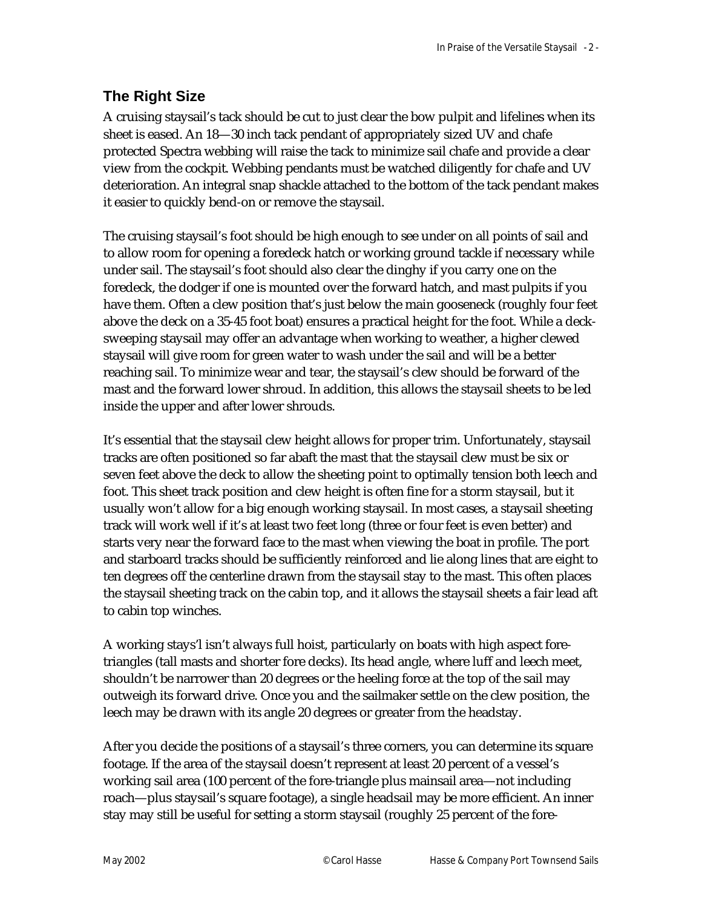## The Right Size

A cruising staysail's tack should be cut to just clear the bow pulpit and lifelines when its sheet is eased. An 18—30 inch tack pendant of appropriately sized UV and chafe protected Spectra webbing will raise the tack to minimize sail chafe and provide a clear view from the cockpit. Webbing pendants must be watched diligently for chafe and UV deterioration. An integral snap shackle attached to the bottom of the tack pendant makes it easier to quickly bend-on or remove the staysail.

The cruising staysail's foot should be high enough to see under on all points of sail and to allow room for opening a foredeck hatch or working ground tackle if necessary while under sail. The staysail's foot should also clear the dinghy if you carry one on the foredeck, the dodger if one is mounted over the forward hatch, and mast pulpits if you have them. Often a clew position that's just below the main gooseneck (roughly four feet above the deck on a 35-45 foot boat) ensures a practical height for the foot. While a deck-sweeping staysail may offer an advantage when working to weather, a higher clewed staysail will give room for green water to wash under the sail and will be a better reaching sail. To minimize wear and tear, the staysail's clew should be forward of the mast and the forward lower shroud. In addition, this allows the staysail sheets to be led inside the upper and after lower shrouds.

It's essential that the staysail clew height allows for proper trim. Unfortunately, staysail tracks are often positioned so far abaft the mast that the staysail clew must be six or seven feet above the deck to allow the sheeting point to optimally tension both leech and foot. This sheet track position and clew height is often fine for a storm staysail, but it usually won't allow for a big enough working staysail. In most cases, a staysail sheeting track will work well if it's at least two feet long (three or four feet is even better) and starts very near the forward face to the mast when viewing the boat in profile. The port and starboard tracks should be sufficiently reinforced and lie along lines that are eight to ten degrees off the centerline drawn from the staysail stay to the mast. This often places the staysail sheeting track on the cabin top, and it allows the staysail sheets a fair lead aft to cabin top winches.

A working stays'l isn't always full hoist, particularly on boats with high aspect fore-triangles (tall masts and shorter fore decks). Its head angle, where luff and leech meet, shouldn't be narrower than 20 degrees or the heeling force at the top of the sail may outweigh its forward drive. Once you and the sailmaker settle on the clew position, the leech may be drawn with its angle 20 degrees or greater from the headstay.

After you decide the positions of a staysail's three corners, you can determine its square footage. If the area of the staysail doesn't represent at least 20 percent of a vessel's working sail area (100 percent of the fore-triangle plus mainsail area—not including roach—plus staysail's square footage), a single headsail may be more efficient. An inner stay may still be useful for setting a storm staysail (roughly 25 percent of the fore-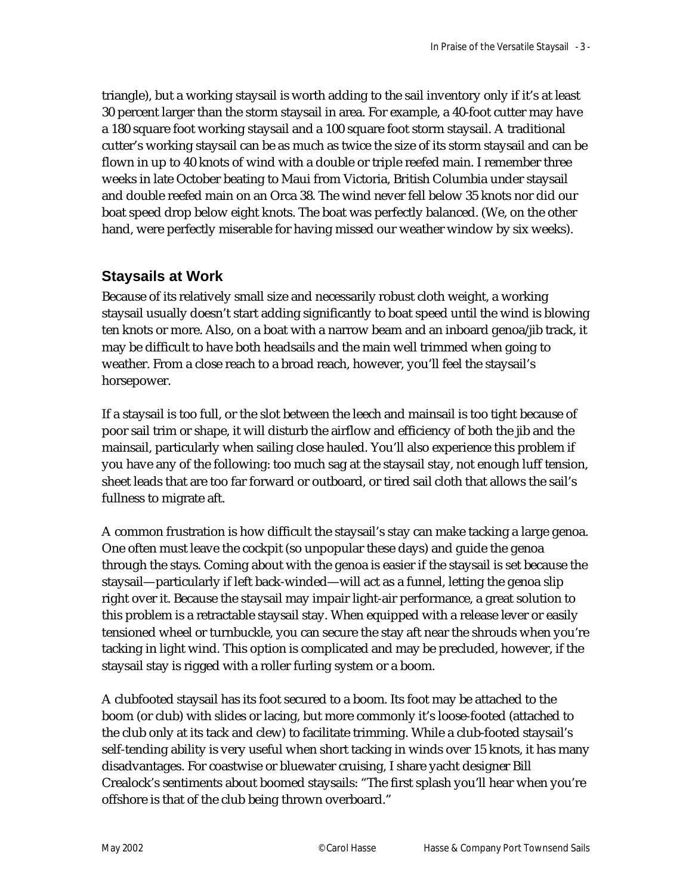triangle), but a working staysail is worth adding to the sail inventory only if it's at least 30 percent larger than the storm staysail in area. For example, a 40-foot cutter may have a 180 square foot working staysail and a 100 square foot storm staysail. A traditional cutter's working staysail can be as much as twice the size of its storm staysail and can be flown in up to 40 knots of wind with a double or triple reefed main. I remember three weeks in late October beating to Maui from Victoria, British Columbia under staysail and double reefed main on an Orca 38. The wind never fell below 35 knots nor did our boat speed drop below eight knots. The boat was perfectly balanced. (We, on the other hand, were perfectly miserable for having missed our weather window by six weeks).

## Staysails at Work

Because of its relatively small size and necessarily robust cloth weight, a working staysail usually doesn't start adding significantly to boat speed until the wind is blowing ten knots or more. Also, on a boat with a narrow beam and an inboard genoa/jib track, it may be difficult to have both headsails and the main well trimmed when going to weather. From a close reach to a broad reach, however, you'll feel the staysail's horsepower.

If a staysail is too full, or the slot between the leech and mainsail is too tight because of poor sail trim or shape, it will disturb the airflow and efficiency of both the jib and the mainsail, particularly when sailing close hauled. You'll also experience this problem if you have any of the following: too much sag at the staysail stay, not enough luff tension, sheet leads that are too far forward or outboard, or tired sail cloth that allows the sail's fullness to migrate aft.

A common frustration is how difficult the staysail's stay can make tacking a large genoa. One often must leave the cockpit (so unpopular these days) and guide the genoa through the stays. Coming about with the genoa is easier if the staysail is set because the staysail—particularly if left back-winded—will act as a funnel, letting the genoa slip right over it. Because the staysail may impair light-air performance, a great solution to this problem is a retractable staysail stay. When equipped with a release lever or easily tensioned wheel or turnbuckle, you can secure the stay aft near the shrouds when you're tacking in light wind. This option is complicated and may be precluded, however, if the staysail stay is rigged with a roller furling system or a boom.

A clubfooted staysail has its foot secured to a boom. Its foot may be attached to the boom (or club) with slides or lacing, but more commonly it's loose-footed (attached to the club only at its tack and clew) to facilitate trimming. While a club-footed staysail's self-tending ability is very useful when short tacking in winds over 15 knots, it has many disadvantages. For coastwise or bluewater cruising, I share yacht designer Bill Crealock's sentiments about boomed staysails: "The first splash you'll hear when you're offshore is that of the club being thrown overboard."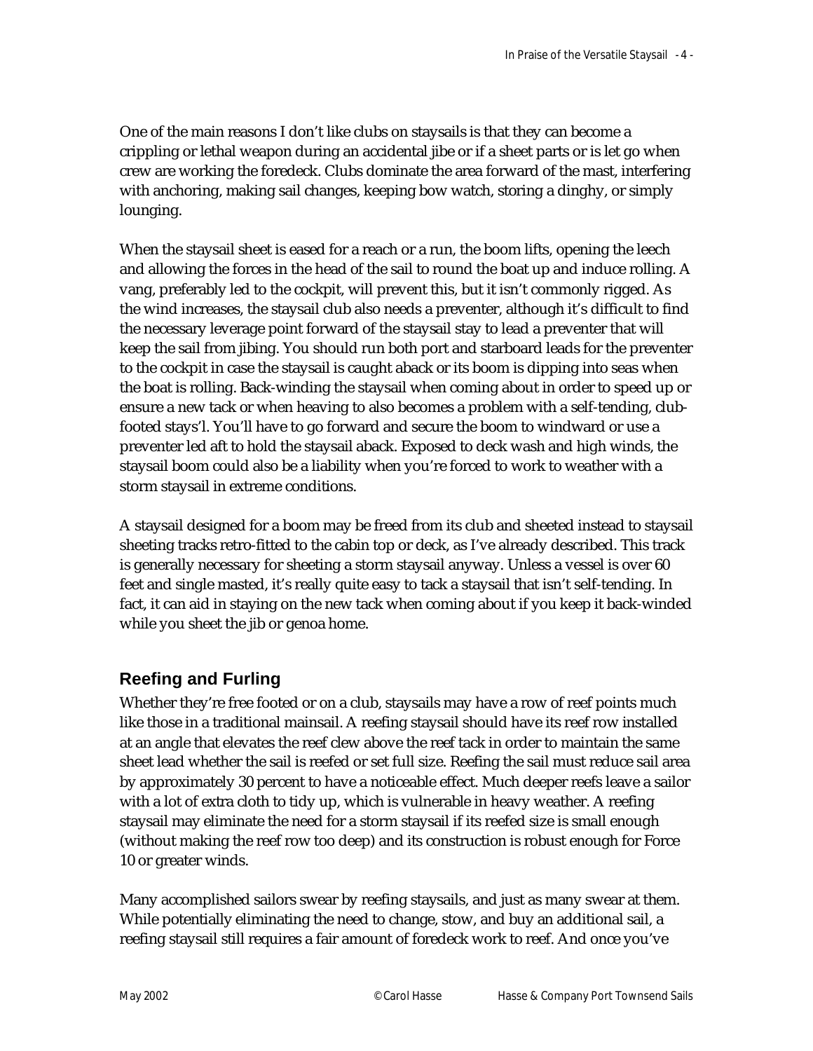One of the main reasons I don't like clubs on staysails is that they can become a crippling or lethal weapon during an accidental jibe or if a sheet parts or is let go when crew are working the foredeck. Clubs dominate the area forward of the mast, interfering with anchoring, making sail changes, keeping bow watch, storing a dinghy, or simply lounging.

When the staysail sheet is eased for a reach or a run, the boom lifts, opening the leech and allowing the forces in the head of the sail to round the boat up and induce rolling. A vang, preferably led to the cockpit, will prevent this, but it isn't commonly rigged. As the wind increases, the staysail club also needs a preventer, although it's difficult to find the necessary leverage point forward of the staysail stay to lead a preventer that will keep the sail from jibing. You should run both port and starboard leads for the preventer to the cockpit in case the staysail is caught aback or its boom is dipping into seas when the boat is rolling. Back-winding the staysail when coming about in order to speed up or ensure a new tack or when heaving to also becomes a problem with a self-tending, club-footed stays'l. You'll have to go forward and secure the boom to windward or use a preventer led aft to hold the staysail aback. Exposed to deck wash and high winds, the staysail boom could also be a liability when you're forced to work to weather with a storm staysail in extreme conditions.

A staysail designed for a boom may be freed from its club and sheeted instead to staysail sheeting tracks retro-fitted to the cabin top or deck, as I've already described. This track is generally necessary for sheeting a storm staysail anyway. Unless a vessel is over 60 feet and single masted, it's really quite easy to tack a staysail that isn't self-tending. In fact, it can aid in staying on the new tack when coming about if you keep it back-winded while you sheet the jib or genoa home.

## Reefing and Furling

Whether they're free footed or on a club, staysails may have a row of reef points much like those in a traditional mainsail. A reefing staysail should have its reef row installed at an angle that elevates the reef clew above the reef tack in order to maintain the same sheet lead whether the sail is reefed or set full size. Reefing the sail must reduce sail area by approximately 30 percent to have a noticeable effect. Much deeper reefs leave a sailor with a lot of extra cloth to tidy up, which is vulnerable in heavy weather. A reefing staysail may eliminate the need for a storm staysail if its reefed size is small enough (without making the reef row too deep) and its construction is robust enough for Force 10 or greater winds.

Many accomplished sailors swear by reefing staysails, and just as many swear at them. While potentially eliminating the need to change, stow, and buy an additional sail, a reefing staysail still requires a fair amount of foredeck work to reef. And once you've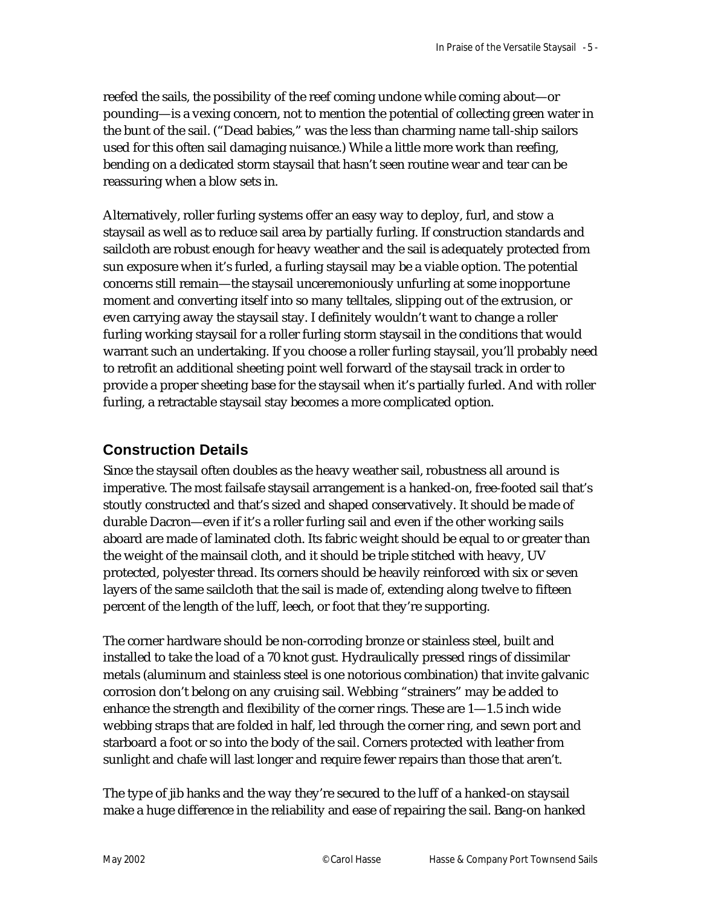reefed the sails, the possibility of the reef coming undone while coming about—or pounding—is a vexing concern, not to mention the potential of collecting green water in the bunt of the sail. ("Dead babies," was the less than charming name tall-ship sailors used for this often sail damaging nuisance.) While a little more work than reefing, bending on a dedicated storm staysail that hasn't seen routine wear and tear can be reassuring when a blow sets in.

Alternatively, roller furling systems offer an easy way to deploy, furl, and stow a staysail as well as to reduce sail area by partially furling. If construction standards and sailcloth are robust enough for heavy weather and the sail is adequately protected from sun exposure when it's furled, a furling staysail may be a viable option. The potential concerns still remain—the staysail unceremoniously unfurling at some inopportune moment and converting itself into so many telltales, slipping out of the extrusion, or even carrying away the staysail stay. I definitely wouldn't want to change a roller furling working staysail for a roller furling storm staysail in the conditions that would warrant such an undertaking. If you choose a roller furling staysail, you'll probably need to retrofit an additional sheeting point well forward of the staysail track in order to provide a proper sheeting base for the staysail when it's partially furled. And with roller furling, a retractable staysail stay becomes a more complicated option.

## Construction Details

Since the staysail often doubles as the heavy weather sail, robustness all around is imperative. The most failsafe staysail arrangement is a hanked-on, free-footed sail that's stoutly constructed and that's sized and shaped conservatively. It should be made of durable Dacron—even if it's a roller furling sail and even if the other working sails aboard are made of laminated cloth. Its fabric weight should be equal to or greater than the weight of the mainsail cloth, and it should be triple stitched with heavy, UV protected, polyester thread. Its corners should be heavily reinforced with six or seven layers of the same sailcloth that the sail is made of, extending along twelve to fifteen percent of the length of the luff, leech, or foot that they're supporting.

The corner hardware should be non-corroding bronze or stainless steel, built and installed to take the load of a 70 knot gust. Hydraulically pressed rings of dissimilar metals (aluminum and stainless steel is one notorious combination) that invite galvanic corrosion don't belong on any cruising sail. Webbing "strainers" may be added to enhance the strength and flexibility of the corner rings. These are 1—1.5 inch wide webbing straps that are folded in half, led through the corner ring, and sewn port and starboard a foot or so into the body of the sail. Corners protected with leather from sunlight and chafe will last longer and require fewer repairs than those that aren't.

The type of jib hanks and the way they're secured to the luff of a hanked-on staysail make a huge difference in the reliability and ease of repairing the sail. Bang-on hanked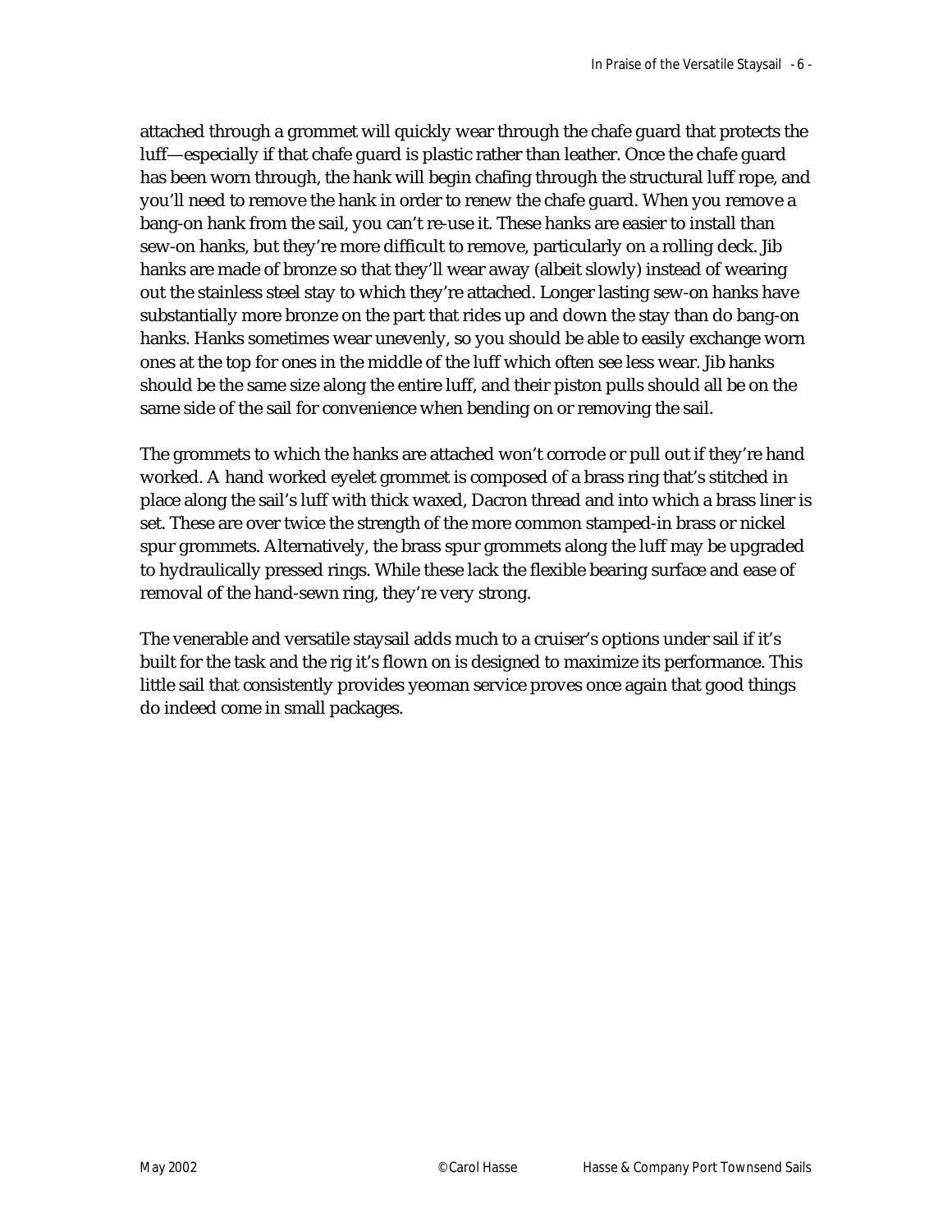attached through a grommet will quickly wear through the chafe guard that protects the luff—especially if that chafe guard is plastic rather than leather. Once the chafe guard has been worn through, the hank will begin chafing through the structural luff rope, and you'll need to remove the hank in order to renew the chafe guard. When you remove a bang-on hank from the sail, you can't re-use it. These hanks are easier to install than sew-on hanks, but they're more difficult to remove, particularly on a rolling deck. Jib hanks are made of bronze so that they'll wear away (albeit slowly) instead of wearing out the stainless steel stay to which they're attached. Longer lasting sew-on hanks have substantially more bronze on the part that rides up and down the stay than do bang-on hanks. Hanks sometimes wear unevenly, so you should be able to easily exchange worn ones at the top for ones in the middle of the luff which often see less wear. Jib hanks should be the same size along the entire luff, and their piston pulls should all be on the same side of the sail for convenience when bending on or removing the sail.

The grommets to which the hanks are attached won't corrode or pull out if they're hand worked. A hand worked eyelet grommet is composed of a brass ring that's stitched in place along the sail's luff with thick waxed, Dacron thread and into which a brass liner is set. These are over twice the strength of the more common stamped-in brass or nickel spur grommets. Alternatively, the brass spur grommets along the luff may be upgraded to hydraulically pressed rings. While these lack the flexible bearing surface and ease of removal of the hand-sewn ring, they're very strong.

The venerable and versatile staysail adds much to a cruiser's options under sail if it's built for the task and the rig it's flown on is designed to maximize its performance. This little sail that consistently provides yeoman service proves once again that good things do indeed come in small packages.